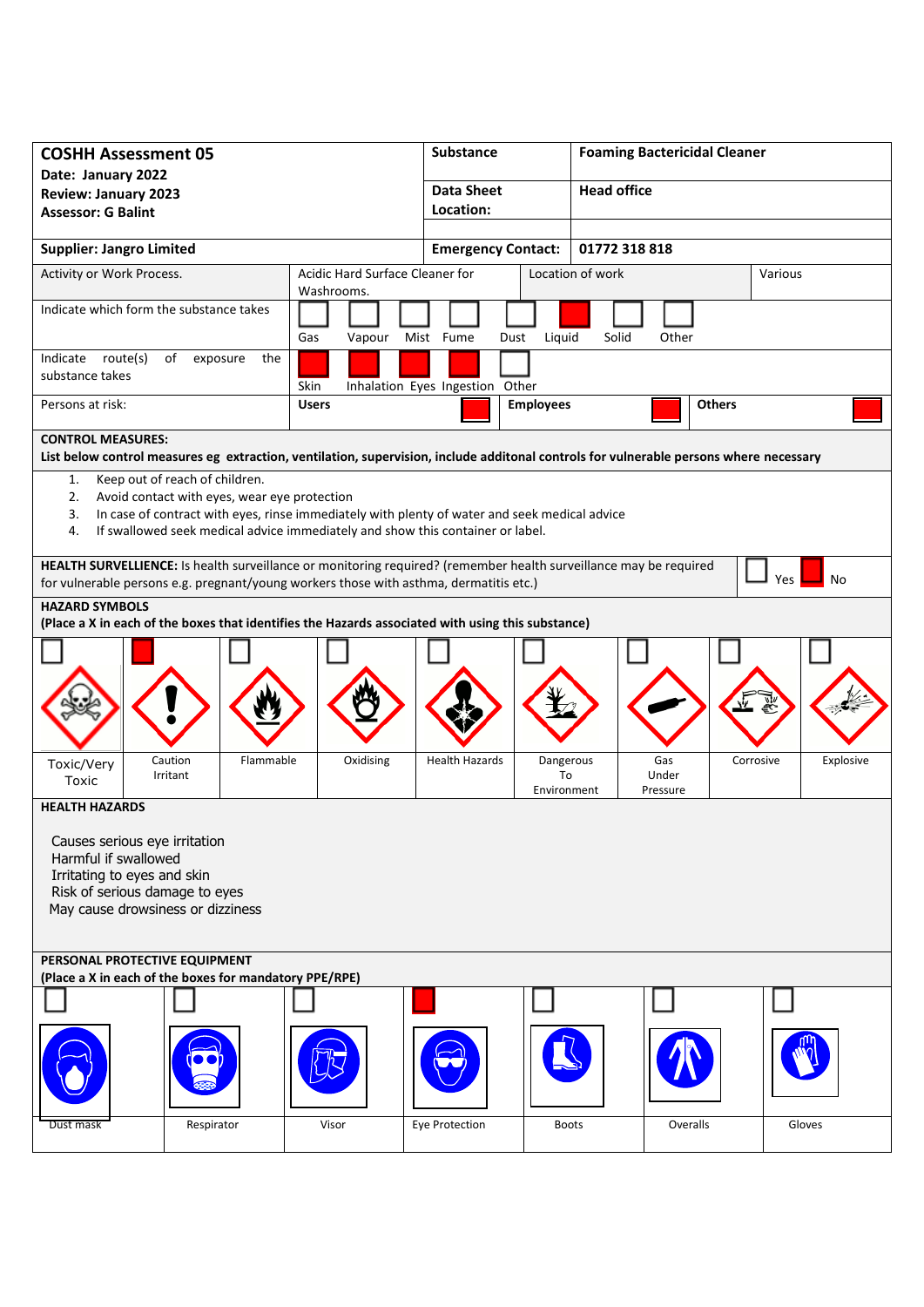| **COSHH Assessment 05**<br>**Date: January 2022**<br>**Review: January 2023**<br>**Assessor: G Balint** | **Substance** | **Foaming Bactericidal Cleaner** |
|---|---|---|
| | **Data Sheet Location:** | **Head office** |
| **Supplier: Jangro Limited** | **Emergency Contact:** | **01772 318 818** |

| Activity or Work Process. | Acidic Hard Surface Cleaner for Washrooms. | Location of work | Various |
|---|---|---|---|

**Indicate which form the substance takes**

| Gas | Vapour | Mist | Fume | Dust | Liquid | Solid | Other |
|---|---|---|---|---|---|---|---|
| | | | | | X | | |

**Indicate route(s) of exposure the substance takes**

| Skin | Inhalation | Eyes | Ingestion | Other |
|---|---|---|---|---|
| X | X | X | X | |

**Persons at risk:**

| Users | Employees | Others |
|---|---|---|
| X | X | X |

**CONTROL MEASURES:**
**List below control measures eg extraction, ventilation, supervision, include additonal controls for vulnerable persons where necessary**

1. Keep out of reach of children.
2. Avoid contact with eyes, wear eye protection
3. In case of contract with eyes, rinse immediately with plenty of water and seek medical advice
4. If swallowed seek medical advice immediately and show this container or label.

**HEALTH SURVELLIENCE:** Is health surveillance or monitoring required? (remember health surveillance may be required for vulnerable persons e.g. pregnant/young workers those with asthma, dermatitis etc.)

| Yes | No |
|---|---|
| | X |

**HAZARD SYMBOLS**
**(Place a X in each of the boxes that identifies the Hazards associated with using this substance)**

| Toxic/Very Toxic | Caution Irritant | Flammable | Oxidising | Health Hazards | Dangerous To Environment | Gas Under Pressure | Corrosive | Explosive |
|---|---|---|---|---|---|---|---|---|
| | X | | | | | | | |

**HEALTH HAZARDS**

Causes serious eye irritation
Harmful if swallowed
Irritating to eyes and skin
Risk of serious damage to eyes
May cause drowsiness or dizziness

**PERSONAL PROTECTIVE EQUIPMENT**
**(Place a X in each of the boxes for mandatory PPE/RPE)**

| Dust mask | Respirator | Visor | Eye Protection | Boots | Overalls | Gloves |
|---|---|---|---|---|---|---|
| | | | X | | | |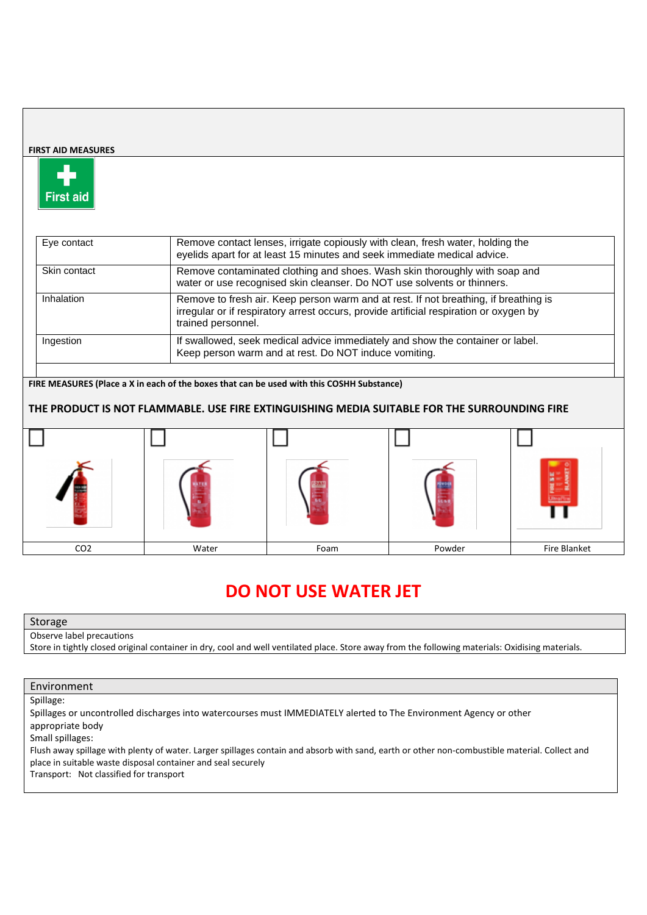## FIRST AID MEASURES

First aid

| | |
|---|---|
| Eye contact | Remove contact lenses, irrigate copiously with clean, fresh water, holding the eyelids apart for at least 15 minutes and seek immediate medical advice. |
| Skin contact | Remove contaminated clothing and shoes. Wash skin thoroughly with soap and water or use recognised skin cleanser. Do NOT use solvents or thinners. |
| Inhalation | Remove to fresh air. Keep person warm and at rest. If not breathing, if breathing is irregular or if respiratory arrest occurs, provide artificial respiration or oxygen by trained personnel. |
| Ingestion | If swallowed, seek medical advice immediately and show the container or label. Keep person warm and at rest. Do NOT induce vomiting. |

## FIRE MEASURES (Place a X in each of the boxes that can be used with this COSHH Substance)

**THE PRODUCT IS NOT FLAMMABLE. USE FIRE EXTINGUISHING MEDIA SUITABLE FOR THE SURROUNDING FIRE**

| ☐ | ☐ | ☐ | ☐ | ☐ |
|---|---|---|---|---|
| CO2 | Water | Foam | Powder | Fire Blanket |

**DO NOT USE WATER JET**

## Storage

Observe label precautions

Store in tightly closed original container in dry, cool and well ventilated place. Store away from the following materials: Oxidising materials.

## Environment

Spillage:

Spillages or uncontrolled discharges into watercourses must IMMEDIATELY alerted to The Environment Agency or other appropriate body

Small spillages:

Flush away spillage with plenty of water. Larger spillages contain and absorb with sand, earth or other non-combustible material. Collect and place in suitable waste disposal container and seal securely

Transport: Not classified for transport